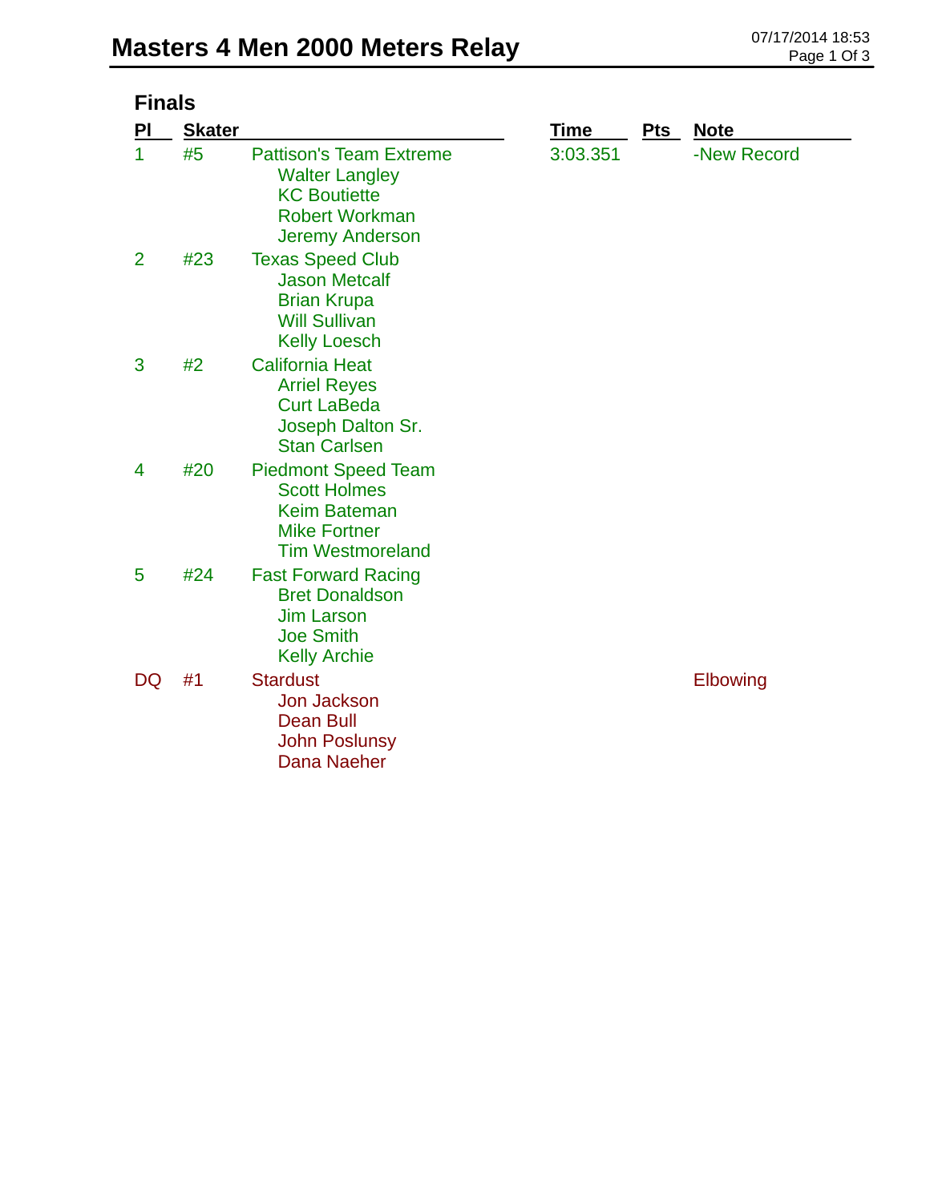# Masters 4 Men 2000 Meters Relay

07/17/2014 18:53

## Finals

| Pl | Skater | | Time | Pts | Note |
|---|---|---|---|---|---|
| 1 | #5 | Pattison's Team Extreme<br>Walter Langley<br>KC Boutiette<br>Robert Workman<br>Jeremy Anderson | 3:03.351 | | -New Record |
| 2 | #23 | Texas Speed Club<br>Jason Metcalf<br>Brian Krupa<br>Will Sullivan<br>Kelly Loesch | | | |
| 3 | #2 | California Heat<br>Arriel Reyes<br>Curt LaBeda<br>Joseph Dalton Sr.<br>Stan Carlsen | | | |
| 4 | #20 | Piedmont Speed Team<br>Scott Holmes<br>Keim Bateman<br>Mike Fortner<br>Tim Westmoreland | | | |
| 5 | #24 | Fast Forward Racing<br>Bret Donaldson<br>Jim Larson<br>Joe Smith<br>Kelly Archie | | | |
| DQ | #1 | Stardust<br>Jon Jackson<br>Dean Bull<br>John Poslunsy<br>Dana Naeher | | | Elbowing |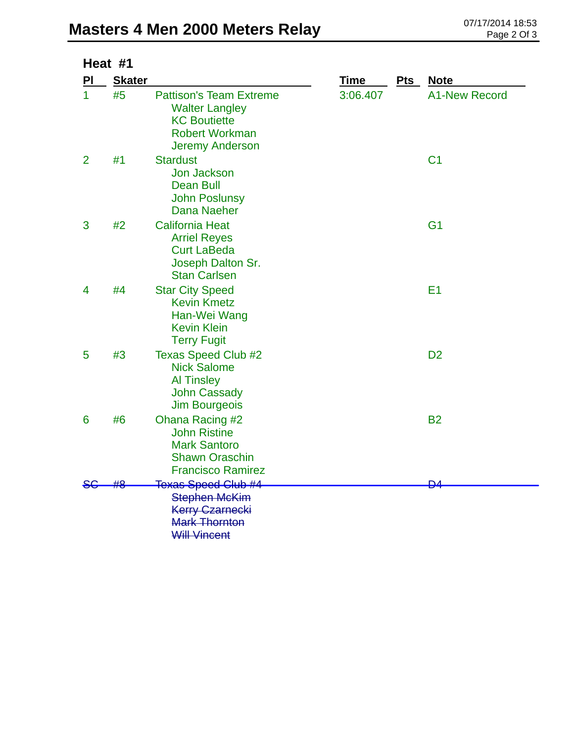# Masters 4 Men 2000 Meters Relay

## Heat #1

| Pl | Skater | | Time | Pts | Note |
|---|---|---|---|---|---|
| 1 | #5 | Pattison's Team Extreme<br>Walter Langley<br>KC Boutiette<br>Robert Workman<br>Jeremy Anderson | 3:06.407 | | A1-New Record |
| 2 | #1 | Stardust<br>Jon Jackson<br>Dean Bull<br>John Poslunsy<br>Dana Naeher | | | C1 |
| 3 | #2 | California Heat<br>Arriel Reyes<br>Curt LaBeda<br>Joseph Dalton Sr.<br>Stan Carlsen | | | G1 |
| 4 | #4 | Star City Speed<br>Kevin Kmetz<br>Han-Wei Wang<br>Kevin Klein<br>Terry Fugit | | | E1 |
| 5 | #3 | Texas Speed Club #2<br>Nick Salome<br>Al Tinsley<br>John Cassady<br>Jim Bourgeois | | | D2 |
| 6 | #6 | Ohana Racing #2<br>John Ristine<br>Mark Santoro<br>Shawn Oraschin<br>Francisco Ramirez | | | B2 |
| ~~SC~~ | ~~#8~~ | ~~Texas Speed Club #4~~<br>~~Stephen McKim~~<br>~~Kerry Czarnecki~~<br>~~Mark Thornton~~<br>~~Will Vincent~~ | | | ~~D4~~ |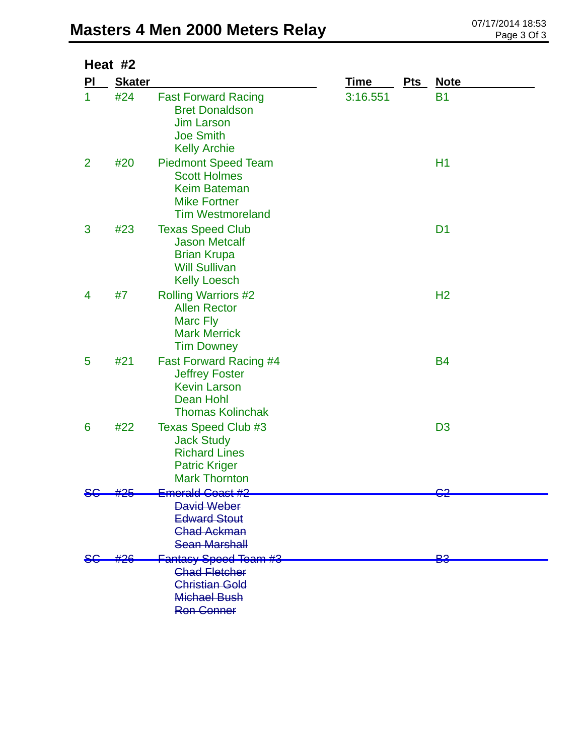# Masters 4 Men 2000 Meters Relay

## Heat #2

| Pl | Skater | | Time | Pts | Note |
|---|---|---|---|---|---|
| 1 | #24 | Fast Forward Racing<br>Bret Donaldson<br>Jim Larson<br>Joe Smith<br>Kelly Archie | 3:16.551 | | B1 |
| 2 | #20 | Piedmont Speed Team<br>Scott Holmes<br>Keim Bateman<br>Mike Fortner<br>Tim Westmoreland | | | H1 |
| 3 | #23 | Texas Speed Club<br>Jason Metcalf<br>Brian Krupa<br>Will Sullivan<br>Kelly Loesch | | | D1 |
| 4 | #7 | Rolling Warriors #2<br>Allen Rector<br>Marc Fly<br>Mark Merrick<br>Tim Downey | | | H2 |
| 5 | #21 | Fast Forward Racing #4<br>Jeffrey Foster<br>Kevin Larson<br>Dean Hohl<br>Thomas Kolinchak | | | B4 |
| 6 | #22 | Texas Speed Club #3<br>Jack Study<br>Richard Lines<br>Patric Kriger<br>Mark Thornton | | | D3 |
| ~~SC~~ | ~~#25~~ | ~~Emerald Coast #2~~<br>~~David Weber~~<br>~~Edward Stout~~<br>~~Chad Ackman~~<br>~~Sean Marshall~~ | | | ~~C2~~ |
| ~~SC~~ | ~~#26~~ | ~~Fantasy Speed Team #3~~<br>~~Chad Fletcher~~<br>~~Christian Gold~~<br>~~Michael Bush~~<br>~~Ron Conner~~ | | | ~~B3~~ |